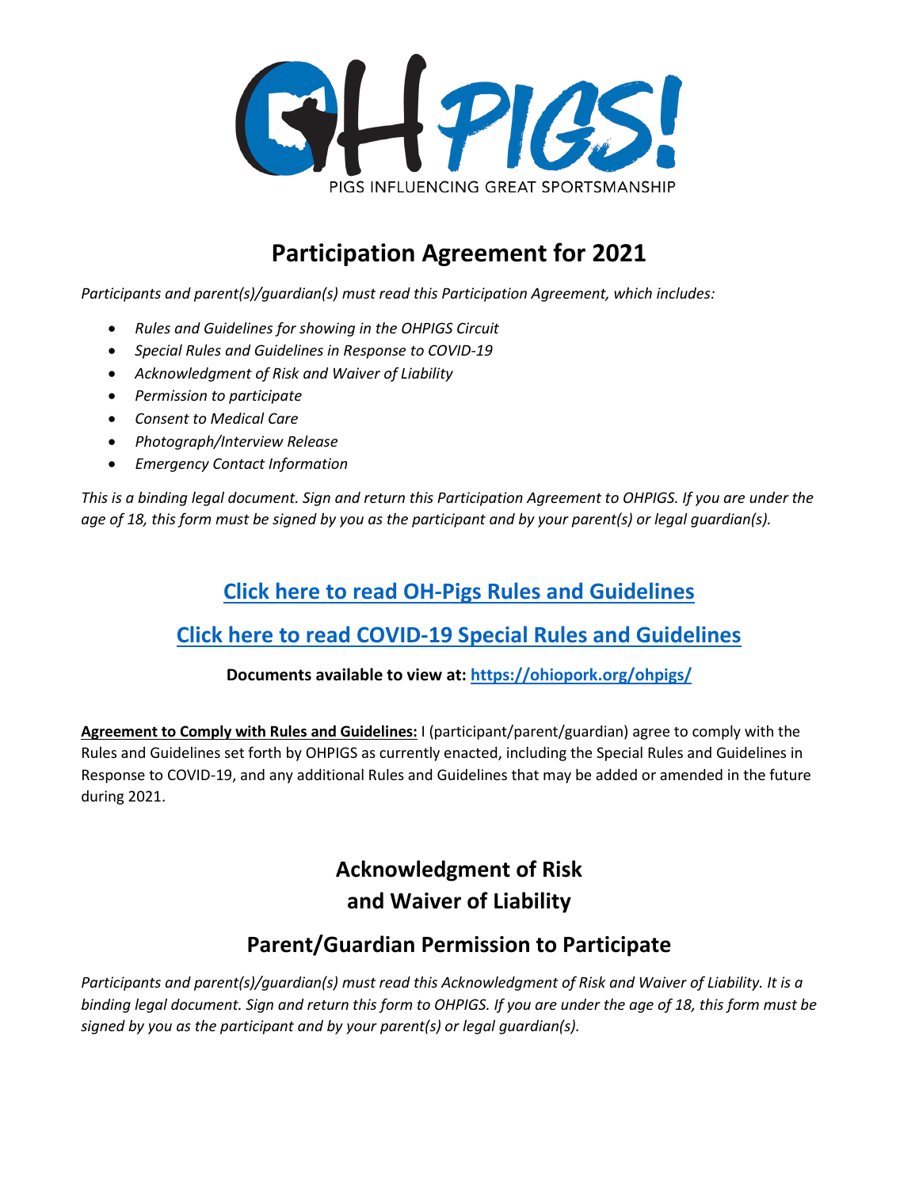OH PIGS!

PIGS INFLUENCING GREAT SPORTSMANSHIP

# Participation Agreement for 2021

*Participants and parent(s)/guardian(s) must read this Participation Agreement, which includes:*

- *Rules and Guidelines for showing in the OHPIGS Circuit*
- *Special Rules and Guidelines in Response to COVID-19*
- *Acknowledgment of Risk and Waiver of Liability*
- *Permission to participate*
- *Consent to Medical Care*
- *Photograph/Interview Release*
- *Emergency Contact Information*

*This is a binding legal document. Sign and return this Participation Agreement to OHPIGS. If you are under the age of 18, this form must be signed by you as the participant and by your parent(s) or legal guardian(s).*

## Click here to read OH-Pigs Rules and Guidelines

## Click here to read COVID-19 Special Rules and Guidelines

**Documents available to view at: https://ohiopork.org/ohpigs/**

**Agreement to Comply with Rules and Guidelines:** I (participant/parent/guardian) agree to comply with the Rules and Guidelines set forth by OHPIGS as currently enacted, including the Special Rules and Guidelines in Response to COVID-19, and any additional Rules and Guidelines that may be added or amended in the future during 2021.

## Acknowledgment of Risk and Waiver of Liability

## Parent/Guardian Permission to Participate

*Participants and parent(s)/guardian(s) must read this Acknowledgment of Risk and Waiver of Liability. It is a binding legal document. Sign and return this form to OHPIGS. If you are under the age of 18, this form must be signed by you as the participant and by your parent(s) or legal guardian(s).*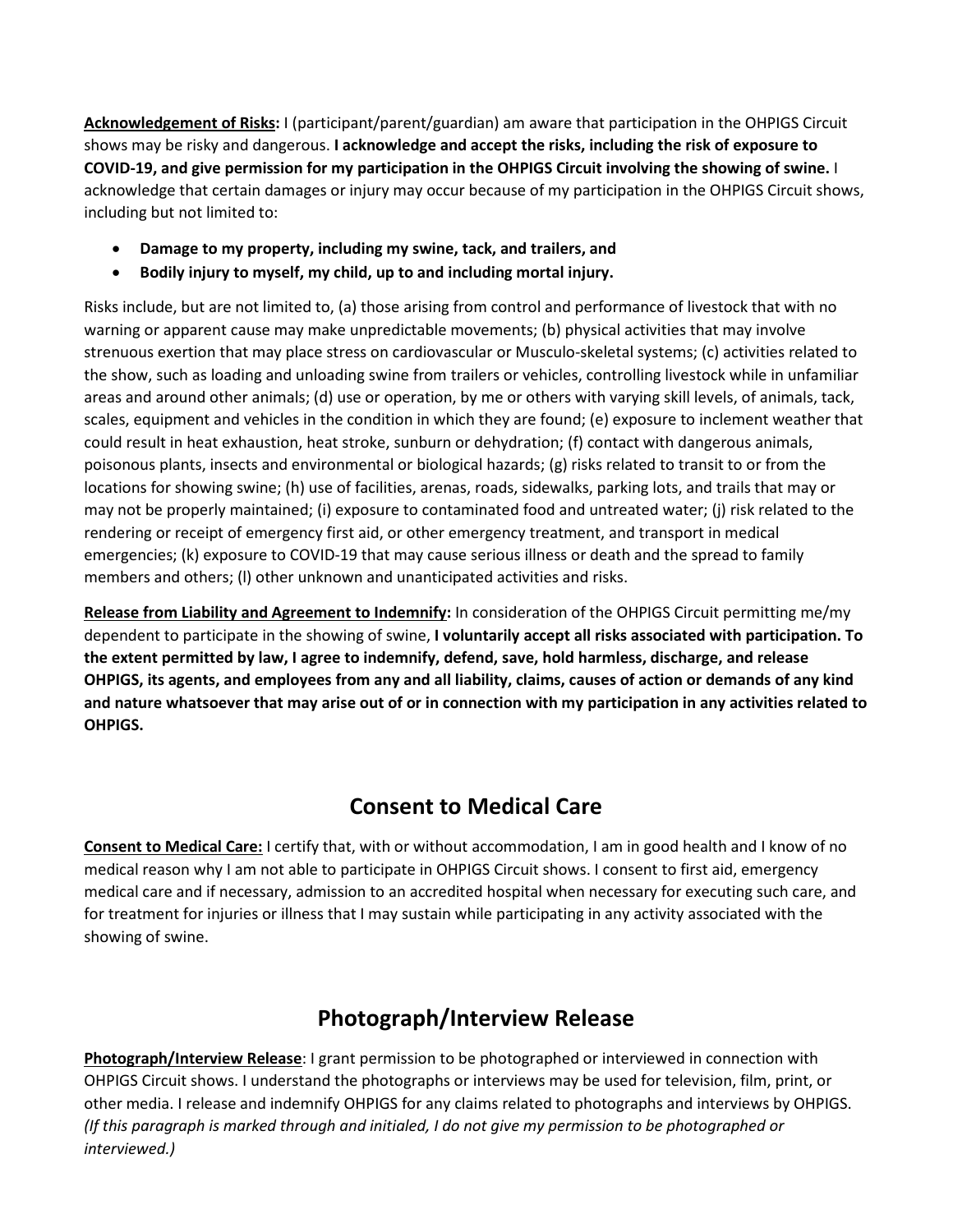**<u>Acknowledgement of Risks</u>:** I (participant/parent/guardian) am aware that participation in the OHPIGS Circuit shows may be risky and dangerous. **I acknowledge and accept the risks, including the risk of exposure to COVID-19, and give permission for my participation in the OHPIGS Circuit involving the showing of swine.** I acknowledge that certain damages or injury may occur because of my participation in the OHPIGS Circuit shows, including but not limited to:

- **Damage to my property, including my swine, tack, and trailers, and**
- **Bodily injury to myself, my child, up to and including mortal injury.**

Risks include, but are not limited to, (a) those arising from control and performance of livestock that with no warning or apparent cause may make unpredictable movements; (b) physical activities that may involve strenuous exertion that may place stress on cardiovascular or Musculo-skeletal systems; (c) activities related to the show, such as loading and unloading swine from trailers or vehicles, controlling livestock while in unfamiliar areas and around other animals; (d) use or operation, by me or others with varying skill levels, of animals, tack, scales, equipment and vehicles in the condition in which they are found; (e) exposure to inclement weather that could result in heat exhaustion, heat stroke, sunburn or dehydration; (f) contact with dangerous animals, poisonous plants, insects and environmental or biological hazards; (g) risks related to transit to or from the locations for showing swine; (h) use of facilities, arenas, roads, sidewalks, parking lots, and trails that may or may not be properly maintained; (i) exposure to contaminated food and untreated water; (j) risk related to the rendering or receipt of emergency first aid, or other emergency treatment, and transport in medical emergencies; (k) exposure to COVID-19 that may cause serious illness or death and the spread to family members and others; (l) other unknown and unanticipated activities and risks.

**<u>Release from Liability and Agreement to Indemnify</u>:** In consideration of the OHPIGS Circuit permitting me/my dependent to participate in the showing of swine, **I voluntarily accept all risks associated with participation. To the extent permitted by law, I agree to indemnify, defend, save, hold harmless, discharge, and release OHPIGS, its agents, and employees from any and all liability, claims, causes of action or demands of any kind and nature whatsoever that may arise out of or in connection with my participation in any activities related to OHPIGS.**

## Consent to Medical Care

**<u>Consent to Medical Care:</u>** I certify that, with or without accommodation, I am in good health and I know of no medical reason why I am not able to participate in OHPIGS Circuit shows. I consent to first aid, emergency medical care and if necessary, admission to an accredited hospital when necessary for executing such care, and for treatment for injuries or illness that I may sustain while participating in any activity associated with the showing of swine.

## Photograph/Interview Release

**<u>Photograph/Interview Release</u>**: I grant permission to be photographed or interviewed in connection with OHPIGS Circuit shows. I understand the photographs or interviews may be used for television, film, print, or other media. I release and indemnify OHPIGS for any claims related to photographs and interviews by OHPIGS. *(If this paragraph is marked through and initialed, I do not give my permission to be photographed or interviewed.)*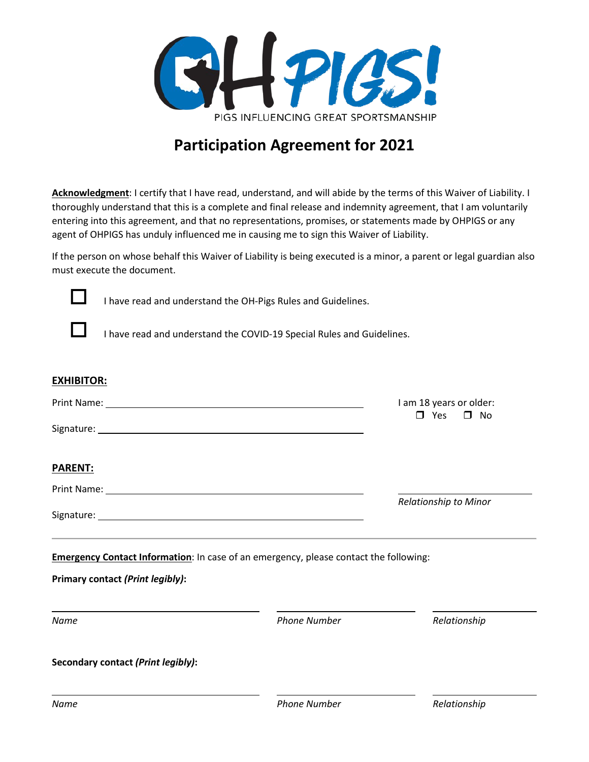OH PIGS!

PIGS INFLUENCING GREAT SPORTSMANSHIP

# Participation Agreement for 2021

**Acknowledgment**: I certify that I have read, understand, and will abide by the terms of this Waiver of Liability. I thoroughly understand that this is a complete and final release and indemnity agreement, that I am voluntarily entering into this agreement, and that no representations, promises, or statements made by OHPIGS or any agent of OHPIGS has unduly influenced me in causing me to sign this Waiver of Liability.

If the person on whose behalf this Waiver of Liability is being executed is a minor, a parent or legal guardian also must execute the document.

☐ I have read and understand the OH-Pigs Rules and Guidelines.

☐ I have read and understand the COVID-19 Special Rules and Guidelines.

**EXHIBITOR:**

Print Name: ______________________________

Signature: ______________________________

I am 18 years or older: ☐ Yes ☐ No

**PARENT:**

Print Name: ______________________________

Signature: ______________________________

______________________________
*Relationship to Minor*

---

**Emergency Contact Information**: In case of an emergency, please contact the following:

**Primary contact *(Print legibly)*:**

| | | |
|---|---|---|
| ______________________ | ______________________ | ______________________ |
| *Name* | *Phone Number* | *Relationship* |

**Secondary contact *(Print legibly)*:**

| | | |
|---|---|---|
| ______________________ | ______________________ | ______________________ |
| *Name* | *Phone Number* | *Relationship* |